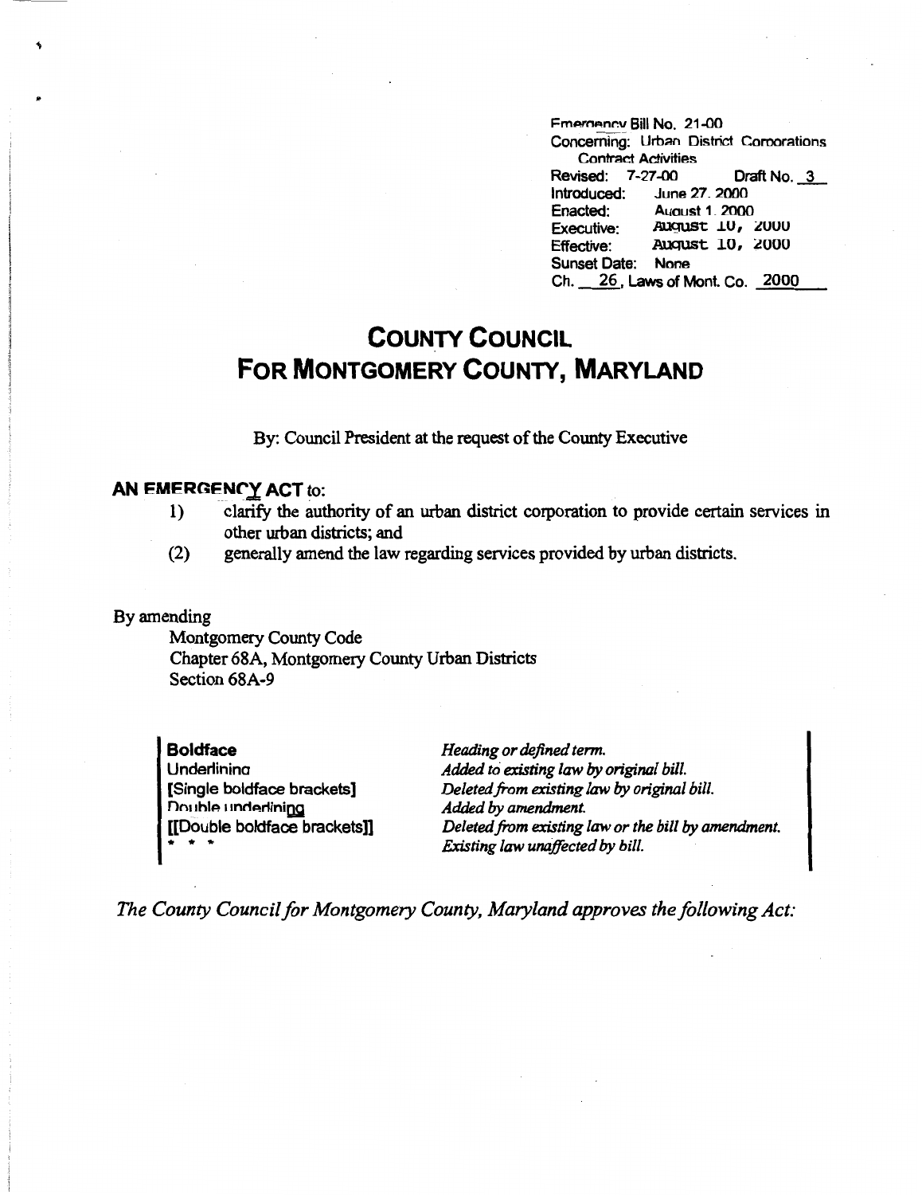Emergency Bill No. 21-00
Concerning: Urban District Corporations Contract Activities
Revised: 7-27-00 Draft No. 3
Introduced: June 27, 2000
Enacted: August 1, 2000
Executive: August 10, 2000
Effective: August 10, 2000
Sunset Date: None
Ch. 26, Laws of Mont. Co. 2000

# COUNTY COUNCIL FOR MONTGOMERY COUNTY, MARYLAND

By: Council President at the request of the County Executive

**AN EMERGENCY ACT to:**

1) clarify the authority of an urban district corporation to provide certain services in other urban districts; and
(2) generally amend the law regarding services provided by urban districts.

By amending
Montgomery County Code
Chapter 68A, Montgomery County Urban Districts
Section 68A-9

| | |
|---|---|
| **Boldface** | *Heading or defined term.* |
| Underlining | *Added to existing law by original bill.* |
| [Single boldface brackets] | *Deleted from existing law by original bill.* |
| Double underlining | *Added by amendment.* |
| [[Double boldface brackets]] | *Deleted from existing law or the bill by amendment.* |
| * * * | *Existing law unaffected by bill.* |

*The County Council for Montgomery County, Maryland approves the following Act:*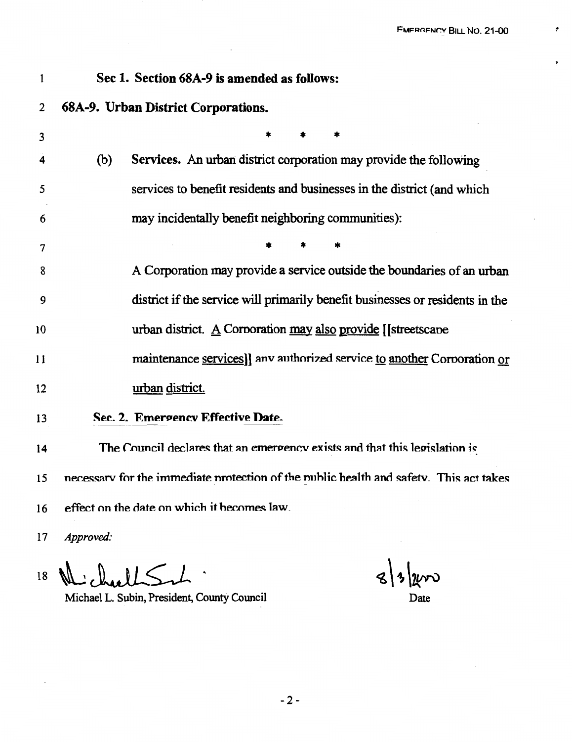**Sec 1. Section 68A-9 is amended as follows:**

**68A-9. Urban District Corporations.**

\* \* \*

(b) **Services.** An urban district corporation may provide the following services to benefit residents and businesses in the district (and which may incidentally benefit neighboring communities):

\* \* \*

A Corporation may provide a service outside the boundaries of an urban district if the service will primarily benefit businesses or residents in the urban district. A Corporation may also provide [[streetscape maintenance services]] any authorized service to another Corporation or urban district.

**Sec. 2. Emergency Effective Date.**

The Council declares that an emergency exists and that this legislation is necessary for the immediate protection of the public health and safety. This act takes effect on the date on which it becomes law.

*Approved:*

Michael L. Subin, President, County Council — 8/3/2000 (Date)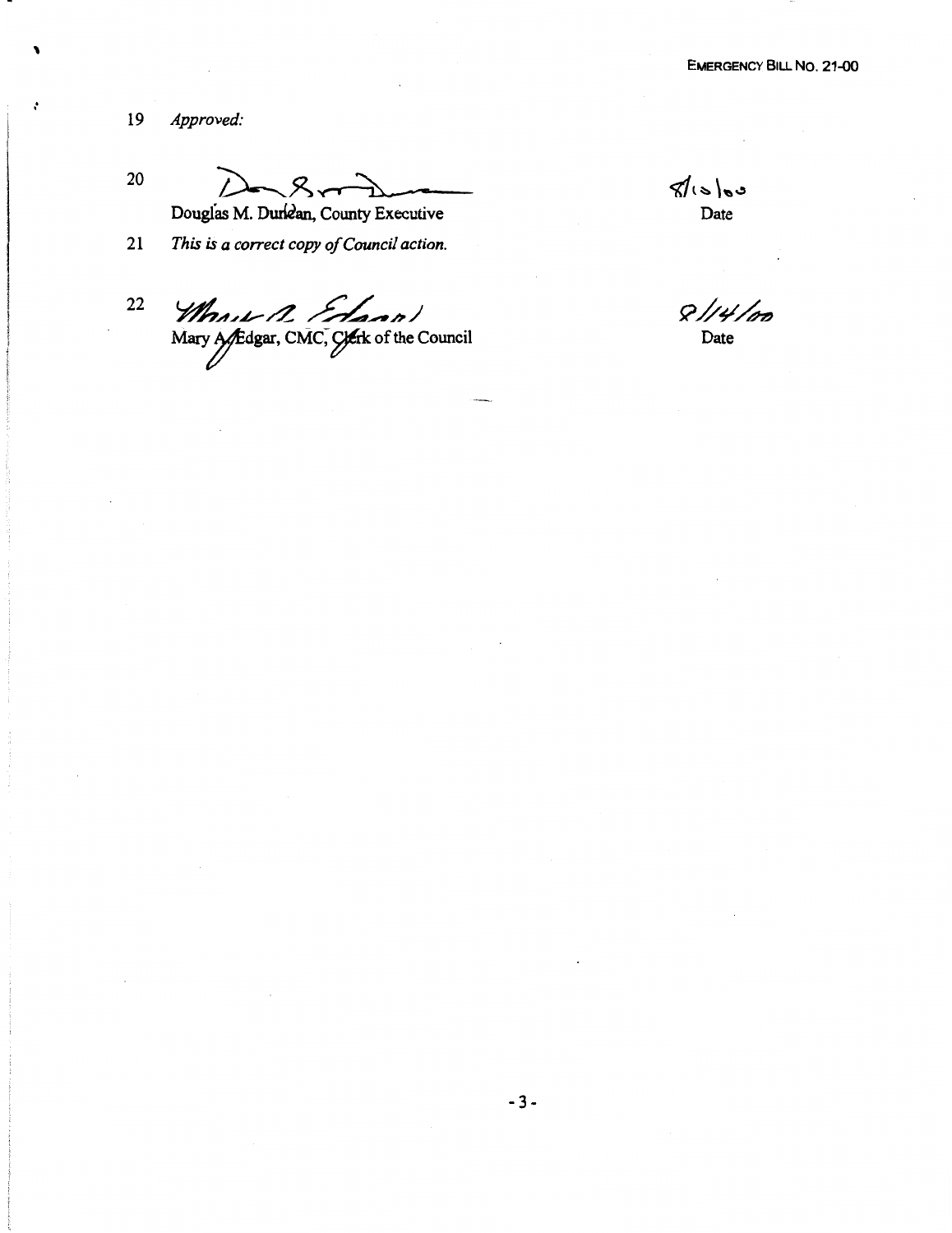19 *Approved:*

20 Douglas M. Durkan, County Executive — 8/15/00 Date

21 *This is a correct copy of Council action.*

22 Mary A. Edgar, CMC, Clerk of the Council — 8/14/00 Date